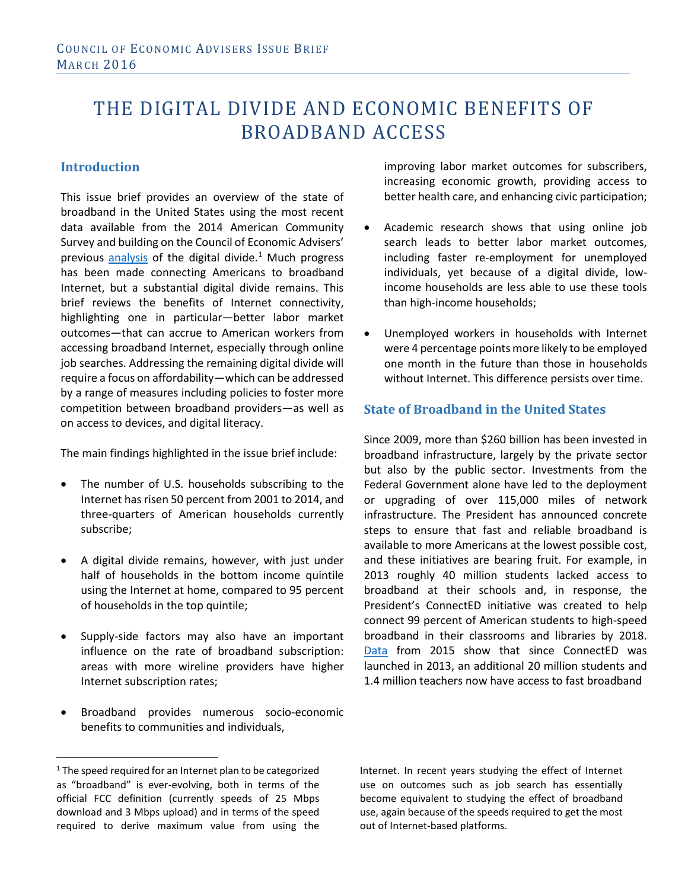Council of Economic Advisers Issue Brief
March 2016

# THE DIGITAL DIVIDE AND ECONOMIC BENEFITS OF BROADBAND ACCESS

## Introduction

This issue brief provides an overview of the state of broadband in the United States using the most recent data available from the 2014 American Community Survey and building on the Council of Economic Advisers' previous analysis of the digital divide.[1] Much progress has been made connecting Americans to broadband Internet, but a substantial digital divide remains. This brief reviews the benefits of Internet connectivity, highlighting one in particular—better labor market outcomes—that can accrue to American workers from accessing broadband Internet, especially through online job searches. Addressing the remaining digital divide will require a focus on affordability—which can be addressed by a range of measures including policies to foster more competition between broadband providers—as well as on access to devices, and digital literacy.

The main findings highlighted in the issue brief include:

- The number of U.S. households subscribing to the Internet has risen 50 percent from 2001 to 2014, and three-quarters of American households currently subscribe;
- A digital divide remains, however, with just under half of households in the bottom income quintile using the Internet at home, compared to 95 percent of households in the top quintile;
- Supply-side factors may also have an important influence on the rate of broadband subscription: areas with more wireline providers have higher Internet subscription rates;
- Broadband provides numerous socio-economic benefits to communities and individuals, improving labor market outcomes for subscribers, increasing economic growth, providing access to better health care, and enhancing civic participation;
- Academic research shows that using online job search leads to better labor market outcomes, including faster re-employment for unemployed individuals, yet because of a digital divide, low-income households are less able to use these tools than high-income households;
- Unemployed workers in households with Internet were 4 percentage points more likely to be employed one month in the future than those in households without Internet. This difference persists over time.

## State of Broadband in the United States

Since 2009, more than $260 billion has been invested in broadband infrastructure, largely by the private sector but also by the public sector. Investments from the Federal Government alone have led to the deployment or upgrading of over 115,000 miles of network infrastructure. The President has announced concrete steps to ensure that fast and reliable broadband is available to more Americans at the lowest possible cost, and these initiatives are bearing fruit. For example, in 2013 roughly 40 million students lacked access to broadband at their schools and, in response, the President's ConnectED initiative was created to help connect 99 percent of American students to high-speed broadband in their classrooms and libraries by 2018. Data from 2015 show that since ConnectED was launched in 2013, an additional 20 million students and 1.4 million teachers now have access to fast broadband

[1] The speed required for an Internet plan to be categorized as "broadband" is ever-evolving, both in terms of the official FCC definition (currently speeds of 25 Mbps download and 3 Mbps upload) and in terms of the speed required to derive maximum value from using the Internet. In recent years studying the effect of Internet use on outcomes such as job search has essentially become equivalent to studying the effect of broadband use, again because of the speeds required to get the most out of Internet-based platforms.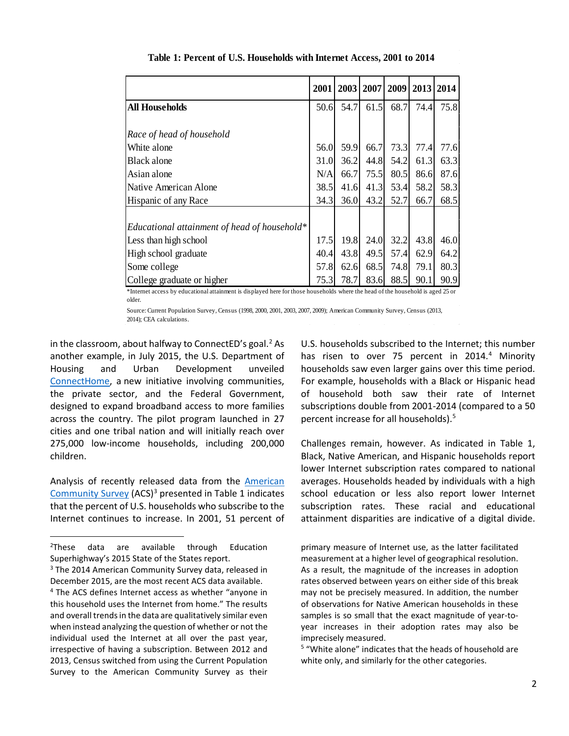**Table 1: Percent of U.S. Households with Internet Access, 2001 to 2014**

| | 2001 | 2003 | 2007 | 2009 | 2013 | 2014 |
|---|---|---|---|---|---|---|
| **All Households** | 50.6 | 54.7 | 61.5 | 68.7 | 74.4 | 75.8 |
| *Race of head of household* | | | | | | |
| White alone | 56.0 | 59.9 | 66.7 | 73.3 | 77.4 | 77.6 |
| Black alone | 31.0 | 36.2 | 44.8 | 54.2 | 61.3 | 63.3 |
| Asian alone | N/A | 66.7 | 75.5 | 80.5 | 86.6 | 87.6 |
| Native American Alone | 38.5 | 41.6 | 41.3 | 53.4 | 58.2 | 58.3 |
| Hispanic of any Race | 34.3 | 36.0 | 43.2 | 52.7 | 66.7 | 68.5 |
| *Educational attainment of head of household** | | | | | | |
| Less than high school | 17.5 | 19.8 | 24.0 | 32.2 | 43.8 | 46.0 |
| High school graduate | 40.4 | 43.8 | 49.5 | 57.4 | 62.9 | 64.2 |
| Some college | 57.8 | 62.6 | 68.5 | 74.8 | 79.1 | 80.3 |
| College graduate or higher | 75.3 | 78.7 | 83.6 | 88.5 | 90.1 | 90.9 |

*Internet access by educational attainment is displayed here for those households where the head of the household is aged 25 or older.

Source: Current Population Survey, Census (1998, 2000, 2001, 2003, 2007, 2009); American Community Survey, Census (2013, 2014); CEA calculations.

in the classroom, about halfway to ConnectED's goal.[2] As another example, in July 2015, the U.S. Department of Housing and Urban Development unveiled ConnectHome, a new initiative involving communities, the private sector, and the Federal Government, designed to expand broadband access to more families across the country. The pilot program launched in 27 cities and one tribal nation and will initially reach over 275,000 low-income households, including 200,000 children.

Analysis of recently released data from the American Community Survey (ACS)[3] presented in Table 1 indicates that the percent of U.S. households who subscribe to the Internet continues to increase. In 2001, 51 percent of U.S. households subscribed to the Internet; this number has risen to over 75 percent in 2014.[4] Minority households saw even larger gains over this time period. For example, households with a Black or Hispanic head of household both saw their rate of Internet subscriptions double from 2001-2014 (compared to a 50 percent increase for all households).[5]

Challenges remain, however. As indicated in Table 1, Black, Native American, and Hispanic households report lower Internet subscription rates compared to national averages. Households headed by individuals with a high school education or less also report lower Internet subscription rates. These racial and educational attainment disparities are indicative of a digital divide.

[2] These data are available through Education Superhighway's 2015 State of the States report.

[3] The 2014 American Community Survey data, released in December 2015, are the most recent ACS data available.

[4] The ACS defines Internet access as whether "anyone in this household uses the Internet from home." The results and overall trends in the data are qualitatively similar even when instead analyzing the question of whether or not the individual used the Internet at all over the past year, irrespective of having a subscription. Between 2012 and 2013, Census switched from using the Current Population Survey to the American Community Survey as their primary measure of Internet use, as the latter facilitated measurement at a higher level of geographical resolution. As a result, the magnitude of the increases in adoption rates observed between years on either side of this break may not be precisely measured. In addition, the number of observations for Native American households in these samples is so small that the exact magnitude of year-to-year increases in their adoption rates may also be imprecisely measured.

[5] "White alone" indicates that the heads of household are white only, and similarly for the other categories.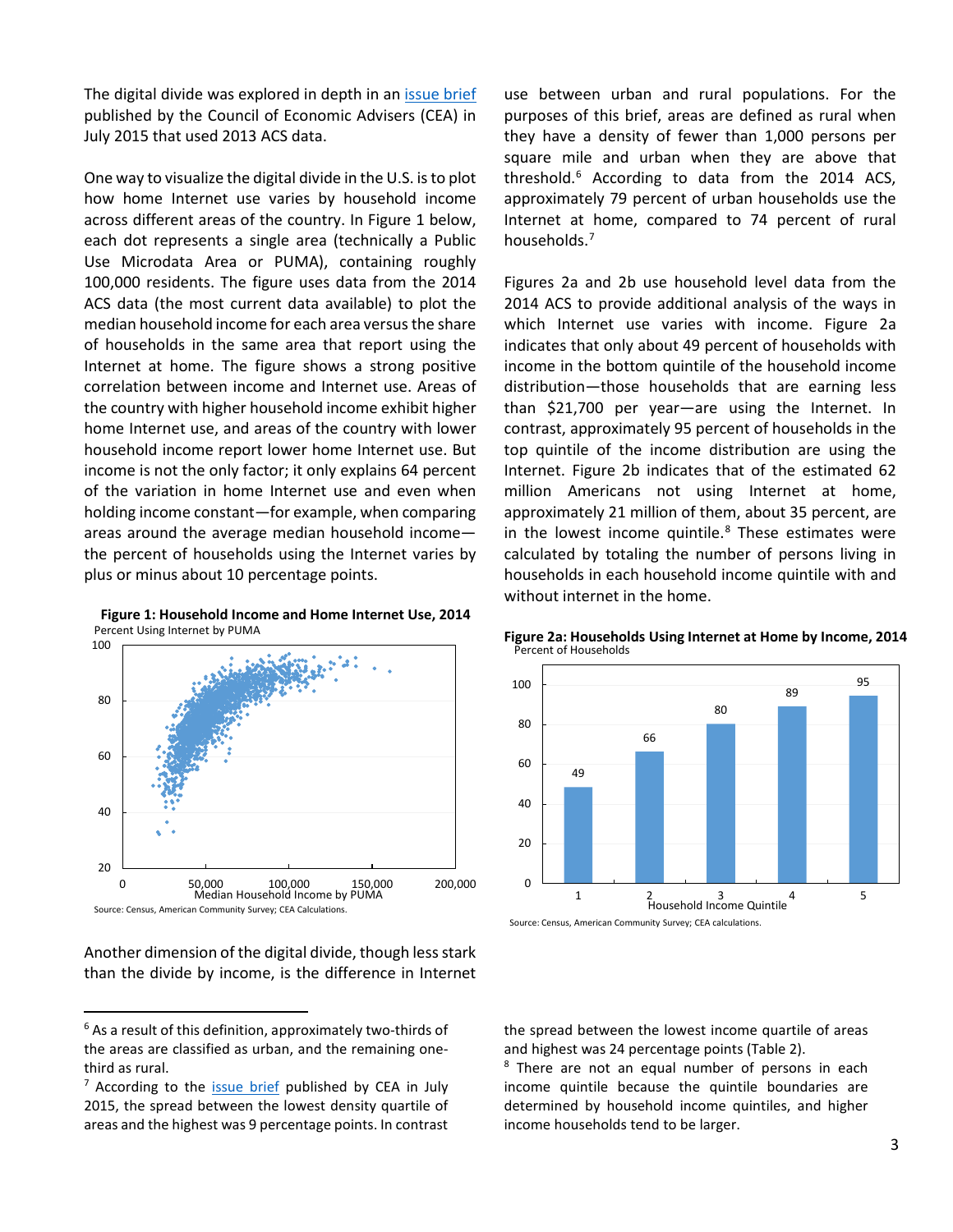The digital divide was explored in depth in an issue brief published by the Council of Economic Advisers (CEA) in July 2015 that used 2013 ACS data.

One way to visualize the digital divide in the U.S. is to plot how home Internet use varies by household income across different areas of the country. In Figure 1 below, each dot represents a single area (technically a Public Use Microdata Area or PUMA), containing roughly 100,000 residents. The figure uses data from the 2014 ACS data (the most current data available) to plot the median household income for each area versus the share of households in the same area that report using the Internet at home. The figure shows a strong positive correlation between income and Internet use. Areas of the country with higher household income exhibit higher home Internet use, and areas of the country with lower household income report lower home Internet use. But income is not the only factor; it only explains 64 percent of the variation in home Internet use and even when holding income constant—for example, when comparing areas around the average median household income—the percent of households using the Internet varies by plus or minus about 10 percentage points.

**Figure 1: Household Income and Home Internet Use, 2014**

Percent Using Internet by PUMA

Median Household Income by PUMA

Source: Census, American Community Survey; CEA Calculations.

Another dimension of the digital divide, though less stark than the divide by income, is the difference in Internet use between urban and rural populations. For the purposes of this brief, areas are defined as rural when they have a density of fewer than 1,000 persons per square mile and urban when they are above that threshold.[6] According to data from the 2014 ACS, approximately 79 percent of urban households use the Internet at home, compared to 74 percent of rural households.[7]

Figures 2a and 2b use household level data from the 2014 ACS to provide additional analysis of the ways in which Internet use varies with income. Figure 2a indicates that only about 49 percent of households with income in the bottom quintile of the household income distribution—those households that are earning less than $21,700 per year—are using the Internet. In contrast, approximately 95 percent of households in the top quintile of the income distribution are using the Internet. Figure 2b indicates that of the estimated 62 million Americans not using Internet at home, approximately 21 million of them, about 35 percent, are in the lowest income quintile.[8] These estimates were calculated by totaling the number of persons living in households in each household income quintile with and without internet in the home.

**Figure 2a: Households Using Internet at Home by Income, 2014**

Percent of Households

| Household Income Quintile | Percent of Households |
|---|---|
| 1 | 49 |
| 2 | 66 |
| 3 | 80 |
| 4 | 89 |
| 5 | 95 |

Source: Census, American Community Survey; CEA calculations.

---

[6] As a result of this definition, approximately two-thirds of the areas are classified as urban, and the remaining one-third as rural.

[7] According to the issue brief published by CEA in July 2015, the spread between the lowest density quartile of areas and the highest was 9 percentage points. In contrast the spread between the lowest income quartile of areas and highest was 24 percentage points (Table 2).

[8] There are not an equal number of persons in each income quintile because the quintile boundaries are determined by household income quintiles, and higher income households tend to be larger.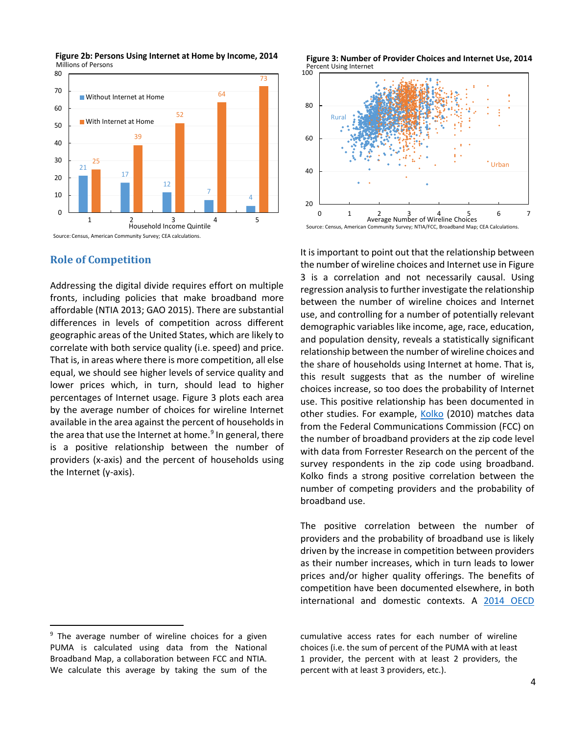**Figure 2b: Persons Using Internet at Home by Income, 2014**

Millions of Persons

| Household Income Quintile | Without Internet at Home | With Internet at Home |
|---|---|---|
| 1 | 21 | 25 |
| 2 | 17 | 39 |
| 3 | 12 | 52 |
| 4 | 7 | 64 |
| 5 | 4 | 73 |

Source: Census, American Community Survey; CEA calculations.

**Figure 3: Number of Provider Choices and Internet Use, 2014**

Percent Using Internet

Source: Census, American Community Survey; NTIA/FCC, Broadband Map; CEA Calculations.

## Role of Competition

Addressing the digital divide requires effort on multiple fronts, including policies that make broadband more affordable (NTIA 2013; GAO 2015). There are substantial differences in levels of competition across different geographic areas of the United States, which are likely to correlate with both service quality (i.e. speed) and price. That is, in areas where there is more competition, all else equal, we should see higher levels of service quality and lower prices which, in turn, should lead to higher percentages of Internet usage. Figure 3 plots each area by the average number of choices for wireline Internet available in the area against the percent of households in the area that use the Internet at home.[9] In general, there is a positive relationship between the number of providers (x-axis) and the percent of households using the Internet (y-axis).

It is important to point out that the relationship between the number of wireline choices and Internet use in Figure 3 is a correlation and not necessarily causal. Using regression analysis to further investigate the relationship between the number of wireline choices and Internet use, and controlling for a number of potentially relevant demographic variables like income, age, race, education, and population density, reveals a statistically significant relationship between the number of wireline choices and the share of households using Internet at home. That is, this result suggests that as the number of wireline choices increase, so too does the probability of Internet use. This positive relationship has been documented in other studies. For example, Kolko (2010) matches data from the Federal Communications Commission (FCC) on the number of broadband providers at the zip code level with data from Forrester Research on the percent of the survey respondents in the zip code using broadband. Kolko finds a strong positive correlation between the number of competing providers and the probability of broadband use.

The positive correlation between the number of providers and the probability of broadband use is likely driven by the increase in competition between providers as their number increases, which in turn leads to lower prices and/or higher quality offerings. The benefits of competition have been documented elsewhere, in both international and domestic contexts. A 2014 OECD

[9] The average number of wireline choices for a given PUMA is calculated using data from the National Broadband Map, a collaboration between FCC and NTIA. We calculate this average by taking the sum of the cumulative access rates for each number of wireline choices (i.e. the sum of percent of the PUMA with at least 1 provider, the percent with at least 2 providers, the percent with at least 3 providers, etc.).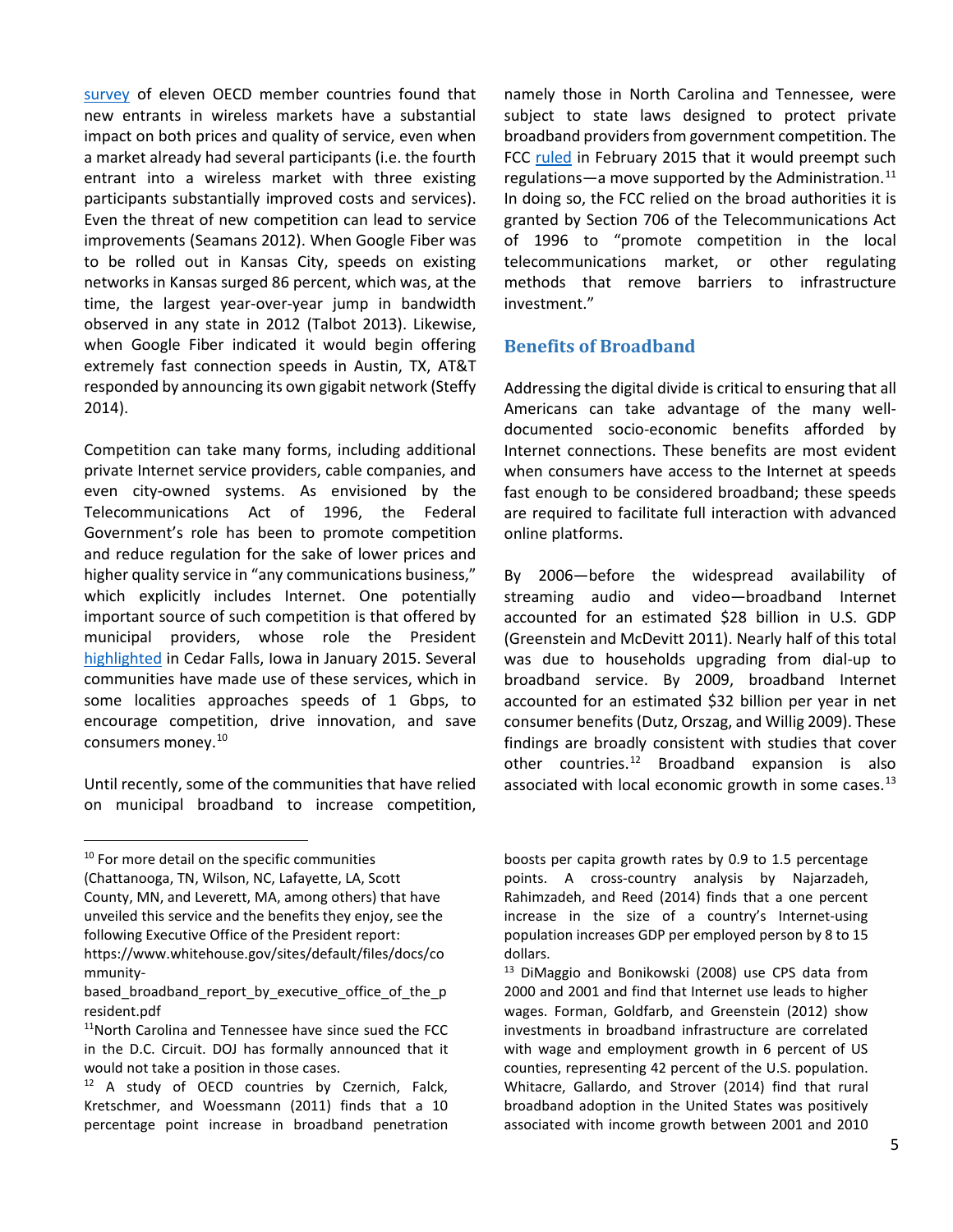survey of eleven OECD member countries found that new entrants in wireless markets have a substantial impact on both prices and quality of service, even when a market already had several participants (i.e. the fourth entrant into a wireless market with three existing participants substantially improved costs and services). Even the threat of new competition can lead to service improvements (Seamans 2012). When Google Fiber was to be rolled out in Kansas City, speeds on existing networks in Kansas surged 86 percent, which was, at the time, the largest year-over-year jump in bandwidth observed in any state in 2012 (Talbot 2013). Likewise, when Google Fiber indicated it would begin offering extremely fast connection speeds in Austin, TX, AT&T responded by announcing its own gigabit network (Steffy 2014).

Competition can take many forms, including additional private Internet service providers, cable companies, and even city-owned systems. As envisioned by the Telecommunications Act of 1996, the Federal Government's role has been to promote competition and reduce regulation for the sake of lower prices and higher quality service in "any communications business," which explicitly includes Internet. One potentially important source of such competition is that offered by municipal providers, whose role the President highlighted in Cedar Falls, Iowa in January 2015. Several communities have made use of these services, which in some localities approaches speeds of 1 Gbps, to encourage competition, drive innovation, and save consumers money.[10]

Until recently, some of the communities that have relied on municipal broadband to increase competition, namely those in North Carolina and Tennessee, were subject to state laws designed to protect private broadband providers from government competition. The FCC ruled in February 2015 that it would preempt such regulations—a move supported by the Administration.[11] In doing so, the FCC relied on the broad authorities it is granted by Section 706 of the Telecommunications Act of 1996 to "promote competition in the local telecommunications market, or other regulating methods that remove barriers to infrastructure investment."

## Benefits of Broadband

Addressing the digital divide is critical to ensuring that all Americans can take advantage of the many well-documented socio-economic benefits afforded by Internet connections. These benefits are most evident when consumers have access to the Internet at speeds fast enough to be considered broadband; these speeds are required to facilitate full interaction with advanced online platforms.

By 2006—before the widespread availability of streaming audio and video—broadband Internet accounted for an estimated $28 billion in U.S. GDP (Greenstein and McDevitt 2011). Nearly half of this total was due to households upgrading from dial-up to broadband service. By 2009, broadband Internet accounted for an estimated $32 billion per year in net consumer benefits (Dutz, Orszag, and Willig 2009). These findings are broadly consistent with studies that cover other countries.[12] Broadband expansion is also associated with local economic growth in some cases.[13]

---

[10] For more detail on the specific communities (Chattanooga, TN, Wilson, NC, Lafayette, LA, Scott County, MN, and Leverett, MA, among others) that have unveiled this service and the benefits they enjoy, see the following Executive Office of the President report: https://www.whitehouse.gov/sites/default/files/docs/community-based_broadband_report_by_executive_office_of_the_president.pdf

[11] North Carolina and Tennessee have since sued the FCC in the D.C. Circuit. DOJ has formally announced that it would not take a position in those cases.

[12] A study of OECD countries by Czernich, Falck, Kretschmer, and Woessmann (2011) finds that a 10 percentage point increase in broadband penetration boosts per capita growth rates by 0.9 to 1.5 percentage points. A cross-country analysis by Najarzadeh, Rahimzadeh, and Reed (2014) finds that a one percent increase in the size of a country's Internet-using population increases GDP per employed person by 8 to 15 dollars.

[13] DiMaggio and Bonikowski (2008) use CPS data from 2000 and 2001 and find that Internet use leads to higher wages. Forman, Goldfarb, and Greenstein (2012) show investments in broadband infrastructure are correlated with wage and employment growth in 6 percent of US counties, representing 42 percent of the U.S. population. Whitacre, Gallardo, and Strover (2014) find that rural broadband adoption in the United States was positively associated with income growth between 2001 and 2010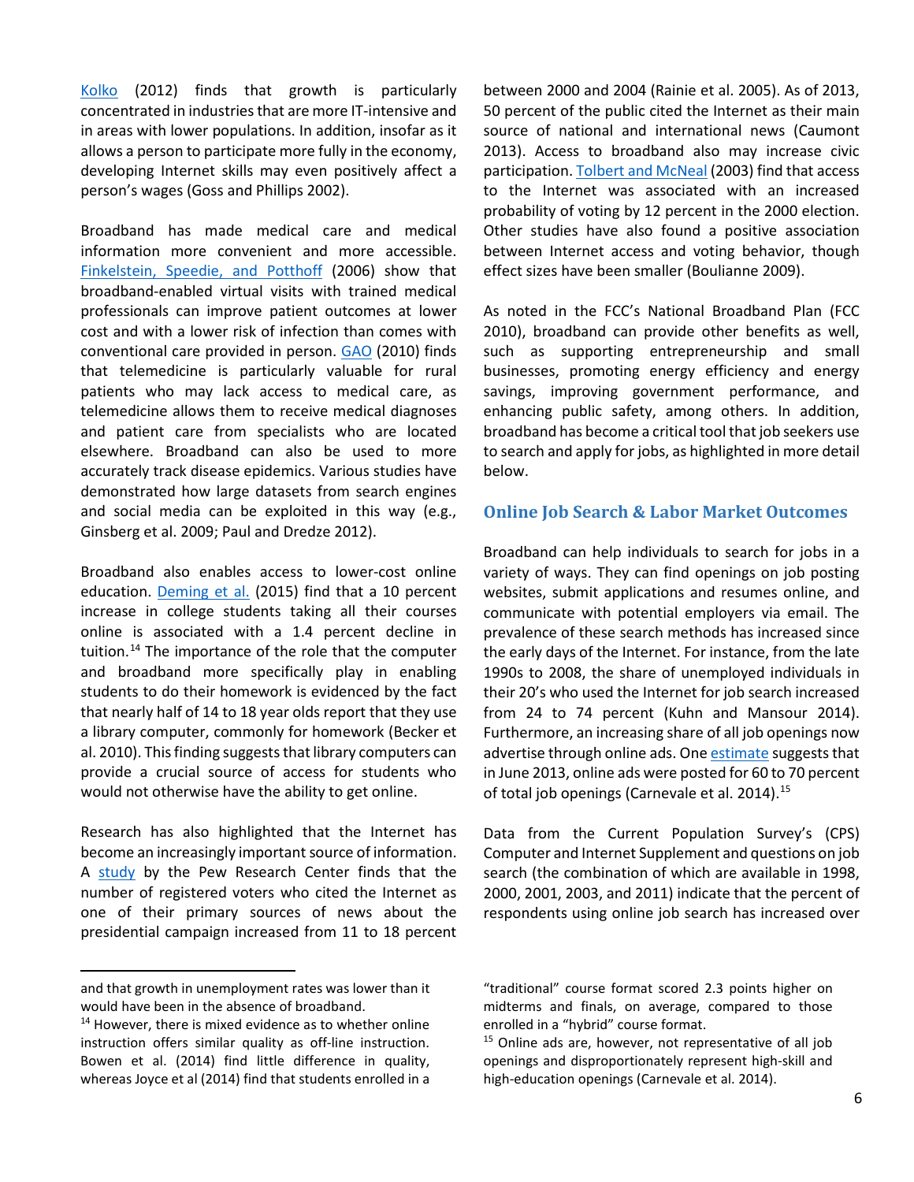Kolko (2012) finds that growth is particularly concentrated in industries that are more IT-intensive and in areas with lower populations. In addition, insofar as it allows a person to participate more fully in the economy, developing Internet skills may even positively affect a person's wages (Goss and Phillips 2002).

Broadband has made medical care and medical information more convenient and more accessible. Finkelstein, Speedie, and Potthoff (2006) show that broadband-enabled virtual visits with trained medical professionals can improve patient outcomes at lower cost and with a lower risk of infection than comes with conventional care provided in person. GAO (2010) finds that telemedicine is particularly valuable for rural patients who may lack access to medical care, as telemedicine allows them to receive medical diagnoses and patient care from specialists who are located elsewhere. Broadband can also be used to more accurately track disease epidemics. Various studies have demonstrated how large datasets from search engines and social media can be exploited in this way (e.g., Ginsberg et al. 2009; Paul and Dredze 2012).

Broadband also enables access to lower-cost online education. Deming et al. (2015) find that a 10 percent increase in college students taking all their courses online is associated with a 1.4 percent decline in tuition.[14] The importance of the role that the computer and broadband more specifically play in enabling students to do their homework is evidenced by the fact that nearly half of 14 to 18 year olds report that they use a library computer, commonly for homework (Becker et al. 2010). This finding suggests that library computers can provide a crucial source of access for students who would not otherwise have the ability to get online.

Research has also highlighted that the Internet has become an increasingly important source of information. A study by the Pew Research Center finds that the number of registered voters who cited the Internet as one of their primary sources of news about the presidential campaign increased from 11 to 18 percent between 2000 and 2004 (Rainie et al. 2005). As of 2013, 50 percent of the public cited the Internet as their main source of national and international news (Caumont 2013). Access to broadband also may increase civic participation. Tolbert and McNeal (2003) find that access to the Internet was associated with an increased probability of voting by 12 percent in the 2000 election. Other studies have also found a positive association between Internet access and voting behavior, though effect sizes have been smaller (Boulianne 2009).

As noted in the FCC's National Broadband Plan (FCC 2010), broadband can provide other benefits as well, such as supporting entrepreneurship and small businesses, promoting energy efficiency and energy savings, improving government performance, and enhancing public safety, among others. In addition, broadband has become a critical tool that job seekers use to search and apply for jobs, as highlighted in more detail below.

## Online Job Search & Labor Market Outcomes

Broadband can help individuals to search for jobs in a variety of ways. They can find openings on job posting websites, submit applications and resumes online, and communicate with potential employers via email. The prevalence of these search methods has increased since the early days of the Internet. For instance, from the late 1990s to 2008, the share of unemployed individuals in their 20's who used the Internet for job search increased from 24 to 74 percent (Kuhn and Mansour 2014). Furthermore, an increasing share of all job openings now advertise through online ads. One estimate suggests that in June 2013, online ads were posted for 60 to 70 percent of total job openings (Carnevale et al. 2014).[15]

Data from the Current Population Survey's (CPS) Computer and Internet Supplement and questions on job search (the combination of which are available in 1998, 2000, 2001, 2003, and 2011) indicate that the percent of respondents using online job search has increased over

---

and that growth in unemployment rates was lower than it would have been in the absence of broadband.

[14] However, there is mixed evidence as to whether online instruction offers similar quality as off-line instruction. Bowen et al. (2014) find little difference in quality, whereas Joyce et al (2014) find that students enrolled in a "traditional" course format scored 2.3 points higher on midterms and finals, on average, compared to those enrolled in a "hybrid" course format.

[15] Online ads are, however, not representative of all job openings and disproportionately represent high-skill and high-education openings (Carnevale et al. 2014).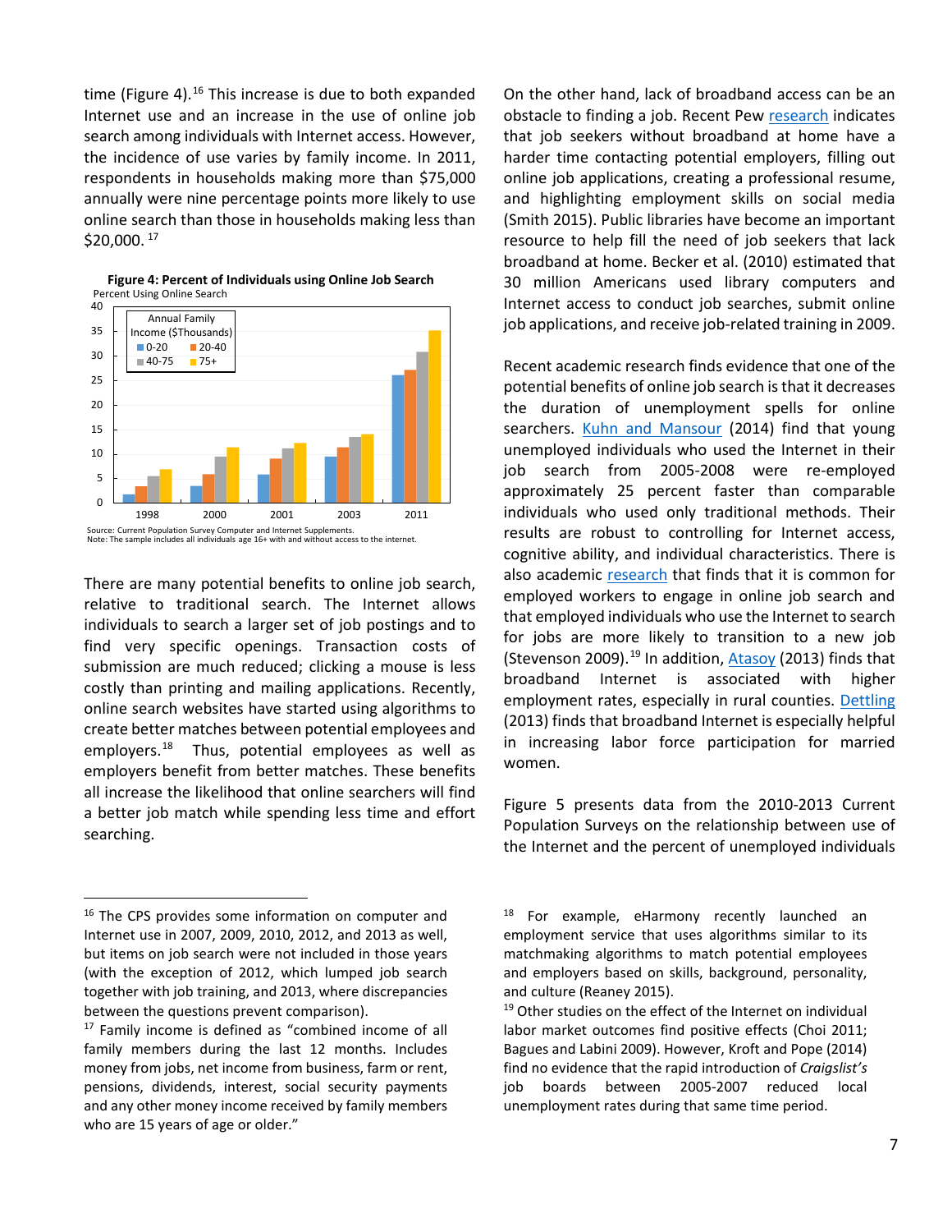time (Figure 4).[16] This increase is due to both expanded Internet use and an increase in the use of online job search among individuals with Internet access. However, the incidence of use varies by family income. In 2011, respondents in households making more than $75,000 annually were nine percentage points more likely to use online search than those in households making less than $20,000. [17]

**Figure 4: Percent of Individuals using Online Job Search**

Source: Current Population Survey Computer and Internet Supplements.
Note: The sample includes all individuals age 16+ with and without access to the internet.

There are many potential benefits to online job search, relative to traditional search. The Internet allows individuals to search a larger set of job postings and to find very specific openings. Transaction costs of submission are much reduced; clicking a mouse is less costly than printing and mailing applications. Recently, online search websites have started using algorithms to create better matches between potential employees and employers.[18] Thus, potential employees as well as employers benefit from better matches. These benefits all increase the likelihood that online searchers will find a better job match while spending less time and effort searching.

On the other hand, lack of broadband access can be an obstacle to finding a job. Recent Pew research indicates that job seekers without broadband at home have a harder time contacting potential employers, filling out online job applications, creating a professional resume, and highlighting employment skills on social media (Smith 2015). Public libraries have become an important resource to help fill the need of job seekers that lack broadband at home. Becker et al. (2010) estimated that 30 million Americans used library computers and Internet access to conduct job searches, submit online job applications, and receive job-related training in 2009.

Recent academic research finds evidence that one of the potential benefits of online job search is that it decreases the duration of unemployment spells for online searchers. Kuhn and Mansour (2014) find that young unemployed individuals who used the Internet in their job search from 2005-2008 were re-employed approximately 25 percent faster than comparable individuals who used only traditional methods. Their results are robust to controlling for Internet access, cognitive ability, and individual characteristics. There is also academic research that finds that it is common for employed workers to engage in online job search and that employed individuals who use the Internet to search for jobs are more likely to transition to a new job (Stevenson 2009).[19] In addition, Atasoy (2013) finds that broadband Internet is associated with higher employment rates, especially in rural counties. Dettling (2013) finds that broadband Internet is especially helpful in increasing labor force participation for married women.

Figure 5 presents data from the 2010-2013 Current Population Surveys on the relationship between use of the Internet and the percent of unemployed individuals

---

[16] The CPS provides some information on computer and Internet use in 2007, 2009, 2010, 2012, and 2013 as well, but items on job search were not included in those years (with the exception of 2012, which lumped job search together with job training, and 2013, where discrepancies between the questions prevent comparison).

[17] Family income is defined as "combined income of all family members during the last 12 months. Includes money from jobs, net income from business, farm or rent, pensions, dividends, interest, social security payments and any other money income received by family members who are 15 years of age or older."

[18] For example, eHarmony recently launched an employment service that uses algorithms similar to its matchmaking algorithms to match potential employees and employers based on skills, background, personality, and culture (Reaney 2015).

[19] Other studies on the effect of the Internet on individual labor market outcomes find positive effects (Choi 2011; Bagues and Labini 2009). However, Kroft and Pope (2014) find no evidence that the rapid introduction of *Craigslist's* job boards between 2005-2007 reduced local unemployment rates during that same time period.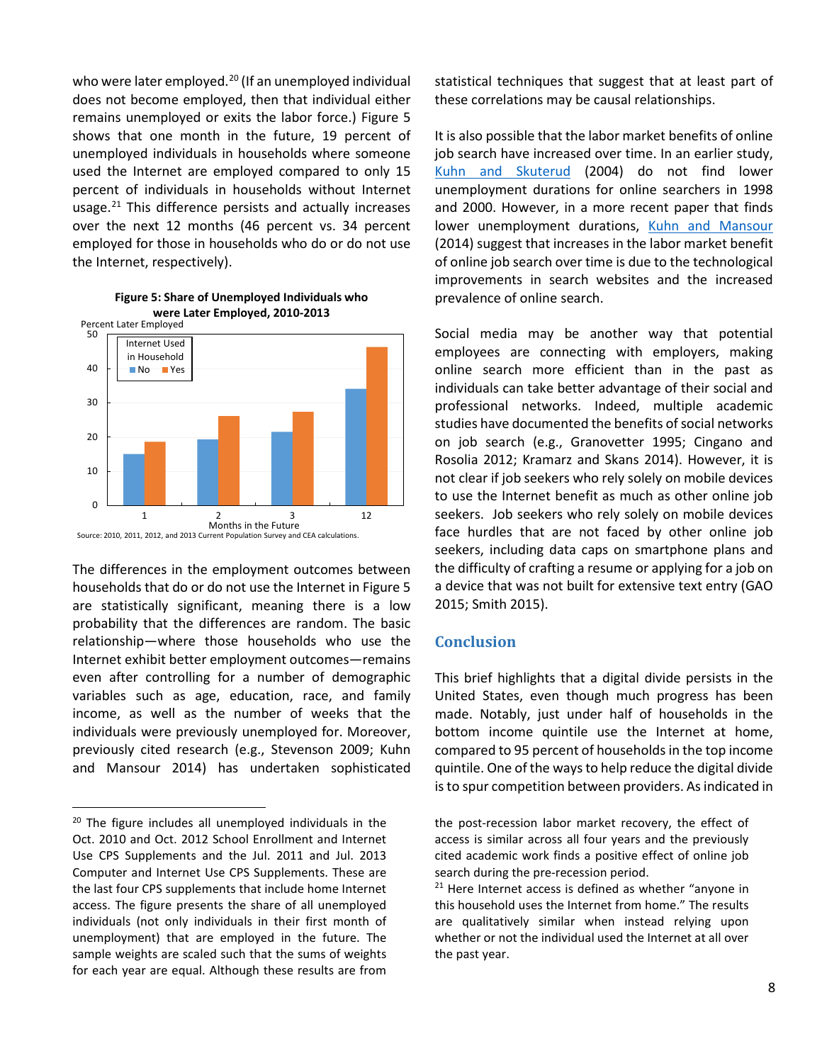who were later employed.[20] (If an unemployed individual does not become employed, then that individual either remains unemployed or exits the labor force.) Figure 5 shows that one month in the future, 19 percent of unemployed individuals in households where someone used the Internet are employed compared to only 15 percent of individuals in households without Internet usage.[21] This difference persists and actually increases over the next 12 months (46 percent vs. 34 percent employed for those in households who do or do not use the Internet, respectively).

**Figure 5: Share of Unemployed Individuals who were Later Employed, 2010-2013**

Source: 2010, 2011, 2012, and 2013 Current Population Survey and CEA calculations.

The differences in the employment outcomes between households that do or do not use the Internet in Figure 5 are statistically significant, meaning there is a low probability that the differences are random. The basic relationship—where those households who use the Internet exhibit better employment outcomes—remains even after controlling for a number of demographic variables such as age, education, race, and family income, as well as the number of weeks that the individuals were previously unemployed for. Moreover, previously cited research (e.g., Stevenson 2009; Kuhn and Mansour 2014) has undertaken sophisticated statistical techniques that suggest that at least part of these correlations may be causal relationships.

It is also possible that the labor market benefits of online job search have increased over time. In an earlier study, Kuhn and Skuterud (2004) do not find lower unemployment durations for online searchers in 1998 and 2000. However, in a more recent paper that finds lower unemployment durations, Kuhn and Mansour (2014) suggest that increases in the labor market benefit of online job search over time is due to the technological improvements in search websites and the increased prevalence of online search.

Social media may be another way that potential employees are connecting with employers, making online search more efficient than in the past as individuals can take better advantage of their social and professional networks. Indeed, multiple academic studies have documented the benefits of social networks on job search (e.g., Granovetter 1995; Cingano and Rosolia 2012; Kramarz and Skans 2014). However, it is not clear if job seekers who rely solely on mobile devices to use the Internet benefit as much as other online job seekers. Job seekers who rely solely on mobile devices face hurdles that are not faced by other online job seekers, including data caps on smartphone plans and the difficulty of crafting a resume or applying for a job on a device that was not built for extensive text entry (GAO 2015; Smith 2015).

## Conclusion

This brief highlights that a digital divide persists in the United States, even though much progress has been made. Notably, just under half of households in the bottom income quintile use the Internet at home, compared to 95 percent of households in the top income quintile. One of the ways to help reduce the digital divide is to spur competition between providers. As indicated in

---

[20] The figure includes all unemployed individuals in the Oct. 2010 and Oct. 2012 School Enrollment and Internet Use CPS Supplements and the Jul. 2011 and Jul. 2013 Computer and Internet Use CPS Supplements. These are the last four CPS supplements that include home Internet access. The figure presents the share of all unemployed individuals (not only individuals in their first month of unemployment) that are employed in the future. The sample weights are scaled such that the sums of weights for each year are equal. Although these results are from the post-recession labor market recovery, the effect of access is similar across all four years and the previously cited academic work finds a positive effect of online job search during the pre-recession period.

[21] Here Internet access is defined as whether "anyone in this household uses the Internet from home." The results are qualitatively similar when instead relying upon whether or not the individual used the Internet at all over the past year.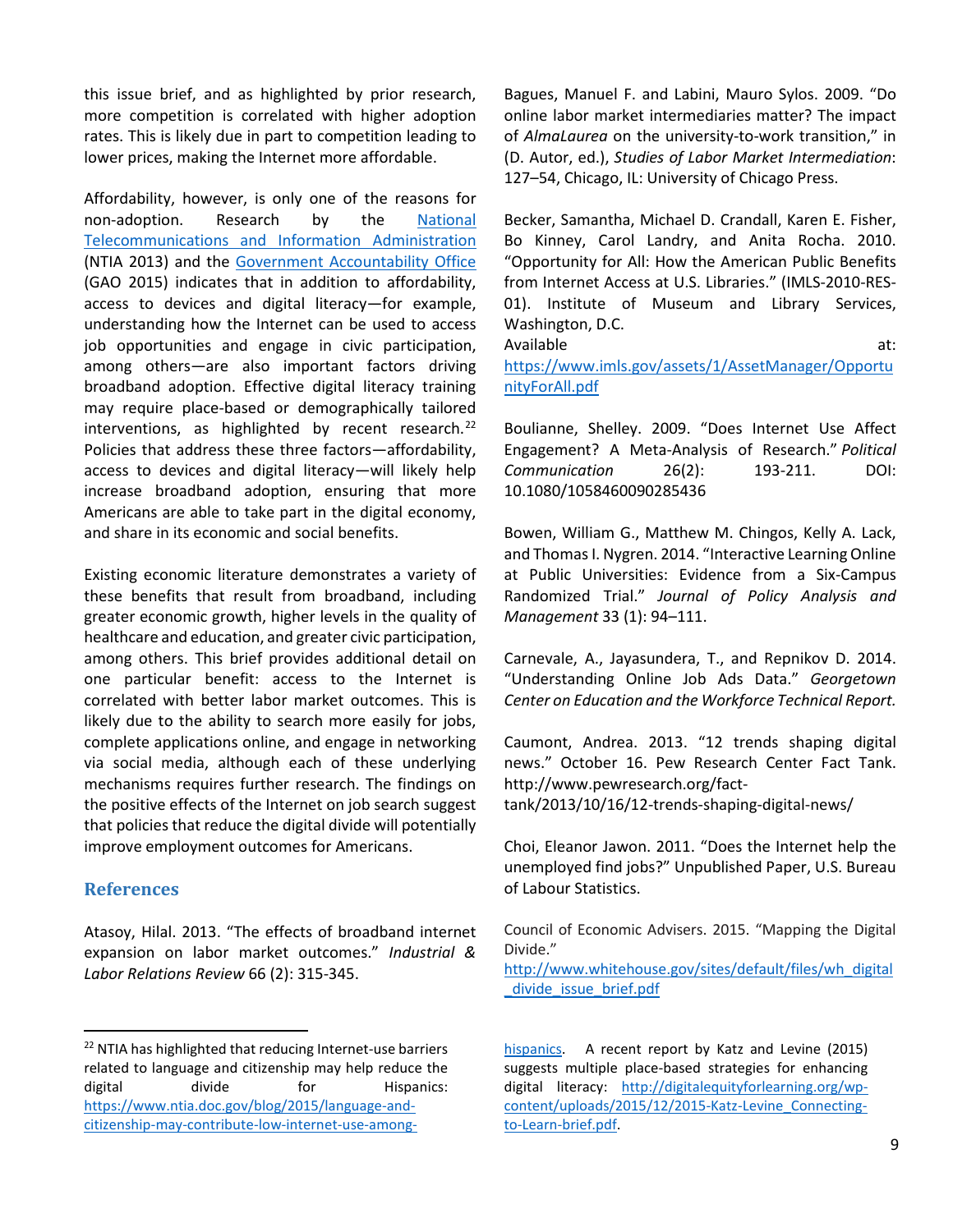this issue brief, and as highlighted by prior research, more competition is correlated with higher adoption rates. This is likely due in part to competition leading to lower prices, making the Internet more affordable.

Affordability, however, is only one of the reasons for non-adoption. Research by the National Telecommunications and Information Administration (NTIA 2013) and the Government Accountability Office (GAO 2015) indicates that in addition to affordability, access to devices and digital literacy—for example, understanding how the Internet can be used to access job opportunities and engage in civic participation, among others—are also important factors driving broadband adoption. Effective digital literacy training may require place-based or demographically tailored interventions, as highlighted by recent research.[22] Policies that address these three factors—affordability, access to devices and digital literacy—will likely help increase broadband adoption, ensuring that more Americans are able to take part in the digital economy, and share in its economic and social benefits.

Existing economic literature demonstrates a variety of these benefits that result from broadband, including greater economic growth, higher levels in the quality of healthcare and education, and greater civic participation, among others. This brief provides additional detail on one particular benefit: access to the Internet is correlated with better labor market outcomes. This is likely due to the ability to search more easily for jobs, complete applications online, and engage in networking via social media, although each of these underlying mechanisms requires further research. The findings on the positive effects of the Internet on job search suggest that policies that reduce the digital divide will potentially improve employment outcomes for Americans.

## References

Atasoy, Hilal. 2013. "The effects of broadband internet expansion on labor market outcomes." *Industrial & Labor Relations Review* 66 (2): 315-345.

Bagues, Manuel F. and Labini, Mauro Sylos. 2009. "Do online labor market intermediaries matter? The impact of *AlmaLaurea* on the university-to-work transition," in (D. Autor, ed.), *Studies of Labor Market Intermediation*: 127–54, Chicago, IL: University of Chicago Press.

Becker, Samantha, Michael D. Crandall, Karen E. Fisher, Bo Kinney, Carol Landry, and Anita Rocha. 2010. "Opportunity for All: How the American Public Benefits from Internet Access at U.S. Libraries." (IMLS-2010-RES-01). Institute of Museum and Library Services, Washington, D.C. Available at: https://www.imls.gov/assets/1/AssetManager/OpportunityForAll.pdf

Boulianne, Shelley. 2009. "Does Internet Use Affect Engagement? A Meta-Analysis of Research." *Political Communication* 26(2): 193-211. DOI: 10.1080/1058460090285436

Bowen, William G., Matthew M. Chingos, Kelly A. Lack, and Thomas I. Nygren. 2014. "Interactive Learning Online at Public Universities: Evidence from a Six-Campus Randomized Trial." *Journal of Policy Analysis and Management* 33 (1): 94–111.

Carnevale, A., Jayasundera, T., and Repnikov D. 2014. "Understanding Online Job Ads Data." *Georgetown Center on Education and the Workforce Technical Report.*

Caumont, Andrea. 2013. "12 trends shaping digital news." October 16. Pew Research Center Fact Tank. http://www.pewresearch.org/fact-tank/2013/10/16/12-trends-shaping-digital-news/

Choi, Eleanor Jawon. 2011. "Does the Internet help the unemployed find jobs?" Unpublished Paper, U.S. Bureau of Labour Statistics.

Council of Economic Advisers. 2015. "Mapping the Digital Divide." http://www.whitehouse.gov/sites/default/files/wh_digital_divide_issue_brief.pdf

[22] NTIA has highlighted that reducing Internet-use barriers related to language and citizenship may help reduce the digital divide for Hispanics: https://www.ntia.doc.gov/blog/2015/language-and-citizenship-may-contribute-low-internet-use-among-hispanics. A recent report by Katz and Levine (2015) suggests multiple place-based strategies for enhancing digital literacy: http://digitalequityforlearning.org/wp-content/uploads/2015/12/2015-Katz-Levine_Connecting-to-Learn-brief.pdf.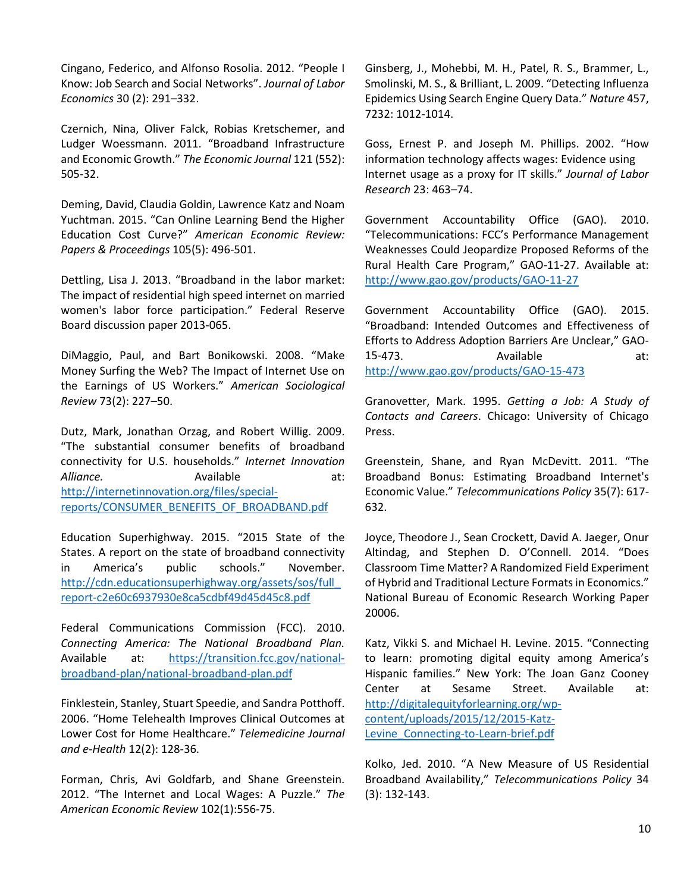Cingano, Federico, and Alfonso Rosolia. 2012. "People I Know: Job Search and Social Networks". *Journal of Labor Economics* 30 (2): 291–332.

Czernich, Nina, Oliver Falck, Robias Kretschemer, and Ludger Woessmann. 2011. "Broadband Infrastructure and Economic Growth." *The Economic Journal* 121 (552): 505-32.

Deming, David, Claudia Goldin, Lawrence Katz and Noam Yuchtman. 2015. "Can Online Learning Bend the Higher Education Cost Curve?" *American Economic Review: Papers & Proceedings* 105(5): 496-501.

Dettling, Lisa J. 2013. "Broadband in the labor market: The impact of residential high speed internet on married women's labor force participation." Federal Reserve Board discussion paper 2013-065.

DiMaggio, Paul, and Bart Bonikowski. 2008. "Make Money Surfing the Web? The Impact of Internet Use on the Earnings of US Workers." *American Sociological Review* 73(2): 227–50.

Dutz, Mark, Jonathan Orzag, and Robert Willig. 2009. "The substantial consumer benefits of broadband connectivity for U.S. households." *Internet Innovation Alliance.* Available at: http://internetinnovation.org/files/special-reports/CONSUMER_BENEFITS_OF_BROADBAND.pdf

Education Superhighway. 2015. "2015 State of the States. A report on the state of broadband connectivity in America's public schools." November. http://cdn.educationsuperhighway.org/assets/sos/full_report-c2e60c6937930e8ca5cdbf49d45d45c8.pdf

Federal Communications Commission (FCC). 2010. *Connecting America: The National Broadband Plan.* Available at: https://transition.fcc.gov/national-broadband-plan/national-broadband-plan.pdf

Finklestein, Stanley, Stuart Speedie, and Sandra Potthoff. 2006. "Home Telehealth Improves Clinical Outcomes at Lower Cost for Home Healthcare." *Telemedicine Journal and e-Health* 12(2): 128-36.

Forman, Chris, Avi Goldfarb, and Shane Greenstein. 2012. "The Internet and Local Wages: A Puzzle." *The American Economic Review* 102(1):556-75.

Ginsberg, J., Mohebbi, M. H., Patel, R. S., Brammer, L., Smolinski, M. S., & Brilliant, L. 2009. "Detecting Influenza Epidemics Using Search Engine Query Data." *Nature* 457, 7232: 1012-1014.

Goss, Ernest P. and Joseph M. Phillips. 2002. "How information technology affects wages: Evidence using Internet usage as a proxy for IT skills." *Journal of Labor Research* 23: 463–74.

Government Accountability Office (GAO). 2010. "Telecommunications: FCC's Performance Management Weaknesses Could Jeopardize Proposed Reforms of the Rural Health Care Program," GAO-11-27. Available at: http://www.gao.gov/products/GAO-11-27

Government Accountability Office (GAO). 2015. "Broadband: Intended Outcomes and Effectiveness of Efforts to Address Adoption Barriers Are Unclear," GAO-15-473. Available at: http://www.gao.gov/products/GAO-15-473

Granovetter, Mark. 1995. *Getting a Job: A Study of Contacts and Careers*. Chicago: University of Chicago Press.

Greenstein, Shane, and Ryan McDevitt. 2011. "The Broadband Bonus: Estimating Broadband Internet's Economic Value." *Telecommunications Policy* 35(7): 617-632.

Joyce, Theodore J., Sean Crockett, David A. Jaeger, Onur Altindag, and Stephen D. O'Connell. 2014. "Does Classroom Time Matter? A Randomized Field Experiment of Hybrid and Traditional Lecture Formats in Economics." National Bureau of Economic Research Working Paper 20006.

Katz, Vikki S. and Michael H. Levine. 2015. "Connecting to learn: promoting digital equity among America's Hispanic families." New York: The Joan Ganz Cooney Center at Sesame Street. Available at: http://digitalequityforlearning.org/wp-content/uploads/2015/12/2015-Katz-Levine_Connecting-to-Learn-brief.pdf

Kolko, Jed. 2010. "A New Measure of US Residential Broadband Availability," *Telecommunications Policy* 34 (3): 132-143.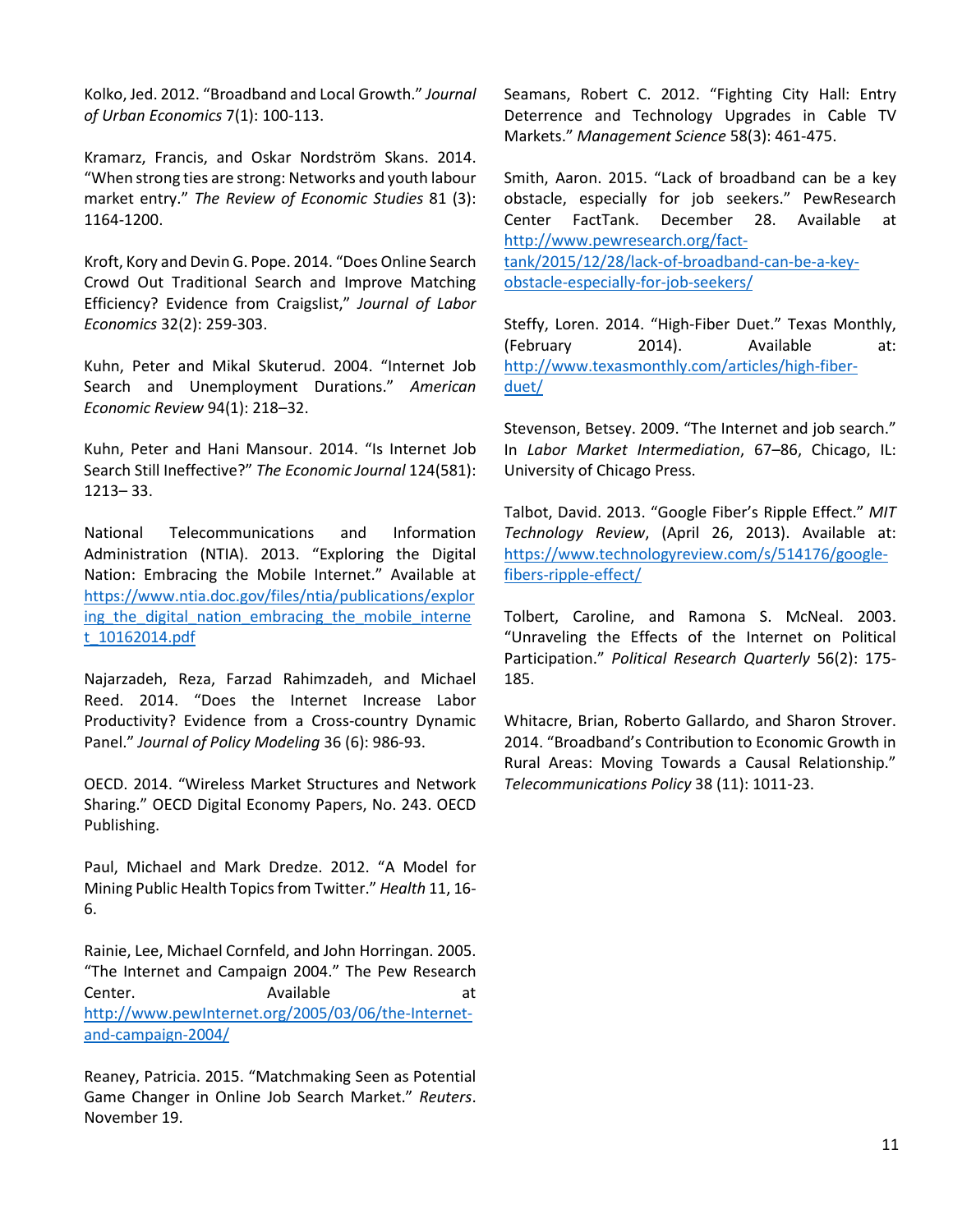Kolko, Jed. 2012. "Broadband and Local Growth." *Journal of Urban Economics* 7(1): 100-113.

Kramarz, Francis, and Oskar Nordström Skans. 2014. "When strong ties are strong: Networks and youth labour market entry." *The Review of Economic Studies* 81 (3): 1164-1200.

Kroft, Kory and Devin G. Pope. 2014. "Does Online Search Crowd Out Traditional Search and Improve Matching Efficiency? Evidence from Craigslist," *Journal of Labor Economics* 32(2): 259-303.

Kuhn, Peter and Mikal Skuterud. 2004. "Internet Job Search and Unemployment Durations." *American Economic Review* 94(1): 218–32.

Kuhn, Peter and Hani Mansour. 2014. "Is Internet Job Search Still Ineffective?" *The Economic Journal* 124(581): 1213– 33.

National Telecommunications and Information Administration (NTIA). 2013. "Exploring the Digital Nation: Embracing the Mobile Internet." Available at https://www.ntia.doc.gov/files/ntia/publications/exploring_the_digital_nation_embracing_the_mobile_internet_10162014.pdf

Najarzadeh, Reza, Farzad Rahimzadeh, and Michael Reed. 2014. "Does the Internet Increase Labor Productivity? Evidence from a Cross-country Dynamic Panel." *Journal of Policy Modeling* 36 (6): 986-93.

OECD. 2014. "Wireless Market Structures and Network Sharing." OECD Digital Economy Papers, No. 243. OECD Publishing.

Paul, Michael and Mark Dredze. 2012. "A Model for Mining Public Health Topics from Twitter." *Health* 11, 16-6.

Rainie, Lee, Michael Cornfeld, and John Horringan. 2005. "The Internet and Campaign 2004." The Pew Research Center. Available at http://www.pewInternet.org/2005/03/06/the-Internet-and-campaign-2004/

Reaney, Patricia. 2015. "Matchmaking Seen as Potential Game Changer in Online Job Search Market." *Reuters*. November 19.

Seamans, Robert C. 2012. "Fighting City Hall: Entry Deterrence and Technology Upgrades in Cable TV Markets." *Management Science* 58(3): 461-475.

Smith, Aaron. 2015. "Lack of broadband can be a key obstacle, especially for job seekers." PewResearch Center FactTank. December 28. Available at http://www.pewresearch.org/fact-tank/2015/12/28/lack-of-broadband-can-be-a-key-obstacle-especially-for-job-seekers/

Steffy, Loren. 2014. "High-Fiber Duet." Texas Monthly, (February 2014). Available at: http://www.texasmonthly.com/articles/high-fiber-duet/

Stevenson, Betsey. 2009. "The Internet and job search." In *Labor Market Intermediation*, 67–86, Chicago, IL: University of Chicago Press.

Talbot, David. 2013. "Google Fiber's Ripple Effect." *MIT Technology Review*, (April 26, 2013). Available at: https://www.technologyreview.com/s/514176/google-fibers-ripple-effect/

Tolbert, Caroline, and Ramona S. McNeal. 2003. "Unraveling the Effects of the Internet on Political Participation." *Political Research Quarterly* 56(2): 175-185.

Whitacre, Brian, Roberto Gallardo, and Sharon Strover. 2014. "Broadband's Contribution to Economic Growth in Rural Areas: Moving Towards a Causal Relationship." *Telecommunications Policy* 38 (11): 1011-23.